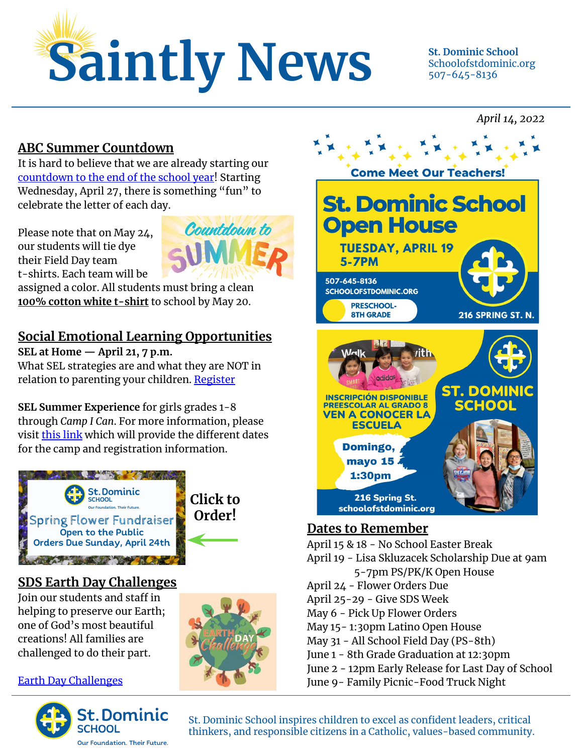# Saintly News

**St. Dominic School**
Schoolofstdominic.org
507-645-8136

*April 14, 2022*

## ABC Summer Countdown

It is hard to believe that we are already starting our countdown to the end of the school year! Starting Wednesday, April 27, there is something "fun" to celebrate the letter of each day.

Countdown to SUMMER

Please note that on May 24, our students will tie dye their Field Day team t-shirts. Each team will be assigned a color. All students must bring a clean **100% cotton white t-shirt** to school by May 20.

## Social Emotional Learning Opportunities

**SEL at Home — April 21, 7 p.m.**
What SEL strategies are and what they are NOT in relation to parenting your children. Register

**SEL Summer Experience** for girls grades 1-8 through *Camp I Can*. For more information, please visit this link which will provide the different dates for the camp and registration information.

St. Dominic SCHOOL — Our Foundation. Their Future.
Spring Flower Fundraiser
Open to the Public
Orders Due Sunday, April 24th

**Click to Order!**

## SDS Earth Day Challenges

Join our students and staff in helping to preserve our Earth; one of God's most beautiful creations! All families are challenged to do their part.

EARTH DAY Challenge

Earth Day Challenges

Come Meet Our Teachers!

**St. Dominic School Open House**
**TUESDAY, APRIL 19**
**5-7PM**
507-645-8136
SCHOOLOFSTDOMINIC.ORG
PRESCHOOL-8TH GRADE
216 SPRING ST. N.

**ST. DOMINIC SCHOOL**
INSCRIPCIÓN DISPONIBLE
PREESCOLAR AL GRADO 8
VEN A CONOCER LA ESCUELA
Domingo, mayo 15
1:30pm
216 Spring St.
schoolofstdominic.org

## Dates to Remember

April 15 & 18 - No School Easter Break
April 19 - Lisa Skluzacek Scholarship Due at 9am
5-7pm PS/PK/K Open House
April 24 - Flower Orders Due
April 25-29 - Give SDS Week
May 6 - Pick Up Flower Orders
May 15- 1:30pm Latino Open House
May 31 - All School Field Day (PS-8th)
June 1 - 8th Grade Graduation at 12:30pm
June 2 - 12pm Early Release for Last Day of School
June 9- Family Picnic-Food Truck Night

St. Dominic SCHOOL — Our Foundation. Their Future.

St. Dominic School inspires children to excel as confident leaders, critical thinkers, and responsible citizens in a Catholic, values-based community.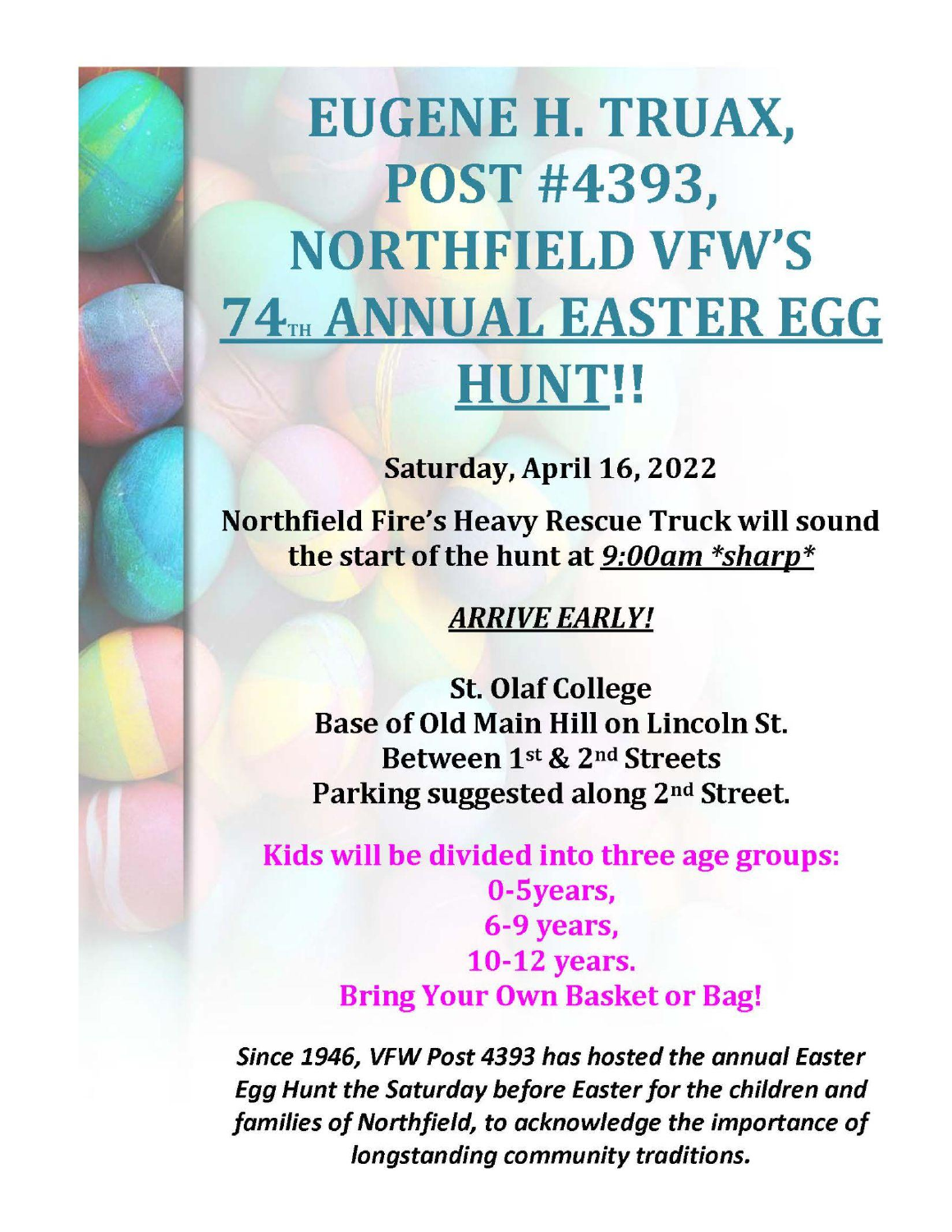# EUGENE H. TRUAX, POST #4393, NORTHFIELD VFW'S 74TH ANNUAL EASTER EGG HUNT!!

**Saturday, April 16, 2022**

**Northfield Fire's Heavy Rescue Truck will sound the start of the hunt at *9:00am *sharp****

***ARRIVE EARLY!***

**St. Olaf College**
**Base of Old Main Hill on Lincoln St.**
**Between 1st & 2nd Streets**
**Parking suggested along 2nd Street.**

**Kids will be divided into three age groups:**
**0-5years,**
**6-9 years,**
**10-12 years.**
**Bring Your Own Basket or Bag!**

***Since 1946, VFW Post 4393 has hosted the annual Easter Egg Hunt the Saturday before Easter for the children and families of Northfield, to acknowledge the importance of longstanding community traditions.***